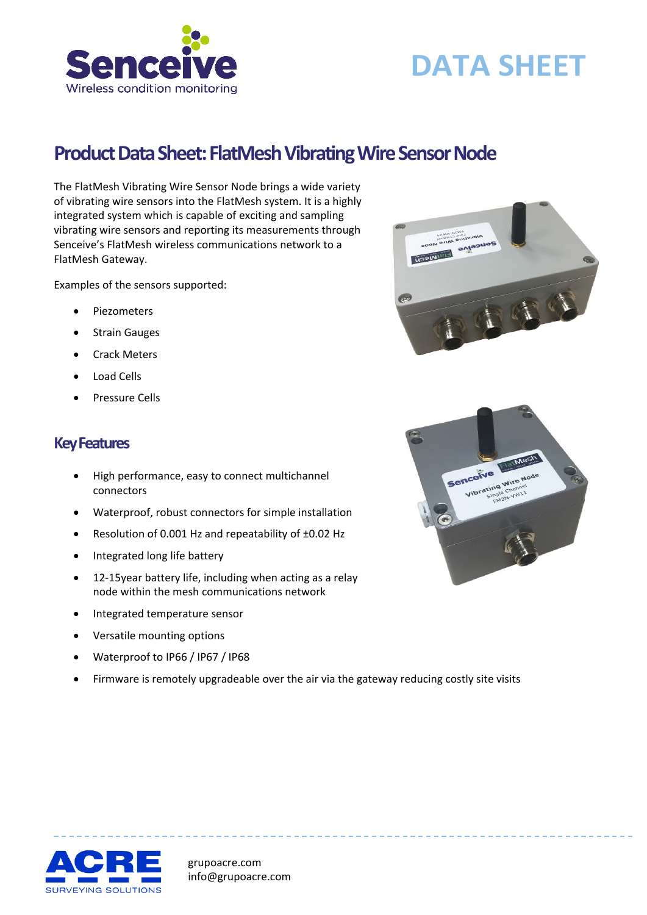# DATA SHEET

## Product Data Sheet: FlatMesh Vibrating Wire Sensor Node

The FlatMesh Vibrating Wire Sensor Node brings a wide variety of vibrating wire sensors into the FlatMesh system. It is a highly integrated system which is capable of exciting and sampling vibrating wire sensors and reporting its measurements through Senceive's FlatMesh wireless communications network to a FlatMesh Gateway.

Examples of the sensors supported:

- Piezometers
- Strain Gauges
- Crack Meters
- Load Cells
- Pressure Cells

### Key Features

- High performance, easy to connect multichannel connectors
- Waterproof, robust connectors for simple installation
- Resolution of 0.001 Hz and repeatability of ±0.02 Hz
- Integrated long life battery
- 12-15year battery life, including when acting as a relay node within the mesh communications network
- Integrated temperature sensor
- Versatile mounting options
- Waterproof to IP66 / IP67 / IP68
- Firmware is remotely upgradeable over the air via the gateway reducing costly site visits

grupoacre.com
info@grupoacre.com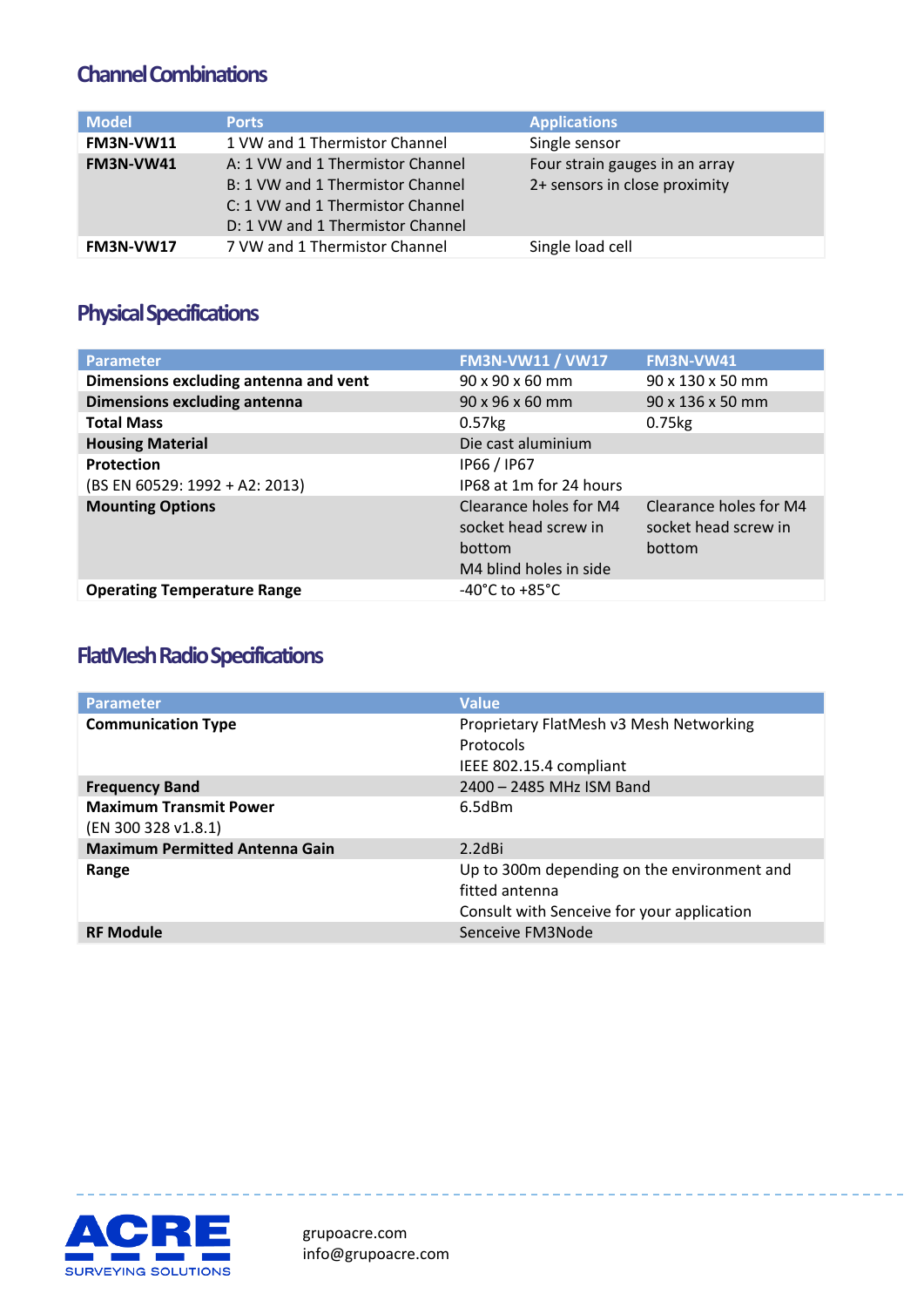## Channel Combinations

| Model | Ports | Applications |
|---|---|---|
| **FM3N-VW11** | 1 VW and 1 Thermistor Channel | Single sensor |
| **FM3N-VW41** | A: 1 VW and 1 Thermistor Channel<br>B: 1 VW and 1 Thermistor Channel<br>C: 1 VW and 1 Thermistor Channel<br>D: 1 VW and 1 Thermistor Channel | Four strain gauges in an array<br>2+ sensors in close proximity |
| **FM3N-VW17** | 7 VW and 1 Thermistor Channel | Single load cell |

## Physical Specifications

| Parameter | FM3N-VW11 / VW17 | FM3N-VW41 |
|---|---|---|
| **Dimensions excluding antenna and vent** | 90 x 90 x 60 mm | 90 x 130 x 50 mm |
| **Dimensions excluding antenna** | 90 x 96 x 60 mm | 90 x 136 x 50 mm |
| **Total Mass** | 0.57kg | 0.75kg |
| **Housing Material** | Die cast aluminium | |
| **Protection**<br>(BS EN 60529: 1992 + A2: 2013) | IP66 / IP67<br>IP68 at 1m for 24 hours | |
| **Mounting Options** | Clearance holes for M4 socket head screw in bottom<br>M4 blind holes in side | Clearance holes for M4 socket head screw in bottom |
| **Operating Temperature Range** | -40°C to +85°C | |

## FlatMesh Radio Specifications

| Parameter | Value |
|---|---|
| **Communication Type** | Proprietary FlatMesh v3 Mesh Networking Protocols<br>IEEE 802.15.4 compliant |
| **Frequency Band** | 2400 – 2485 MHz ISM Band |
| **Maximum Transmit Power**<br>(EN 300 328 v1.8.1) | 6.5dBm |
| **Maximum Permitted Antenna Gain** | 2.2dBi |
| **Range** | Up to 300m depending on the environment and fitted antenna<br>Consult with Senceive for your application |
| **RF Module** | Senceive FM3Node |

ACRE SURVEYING SOLUTIONS

grupoacre.com
info@grupoacre.com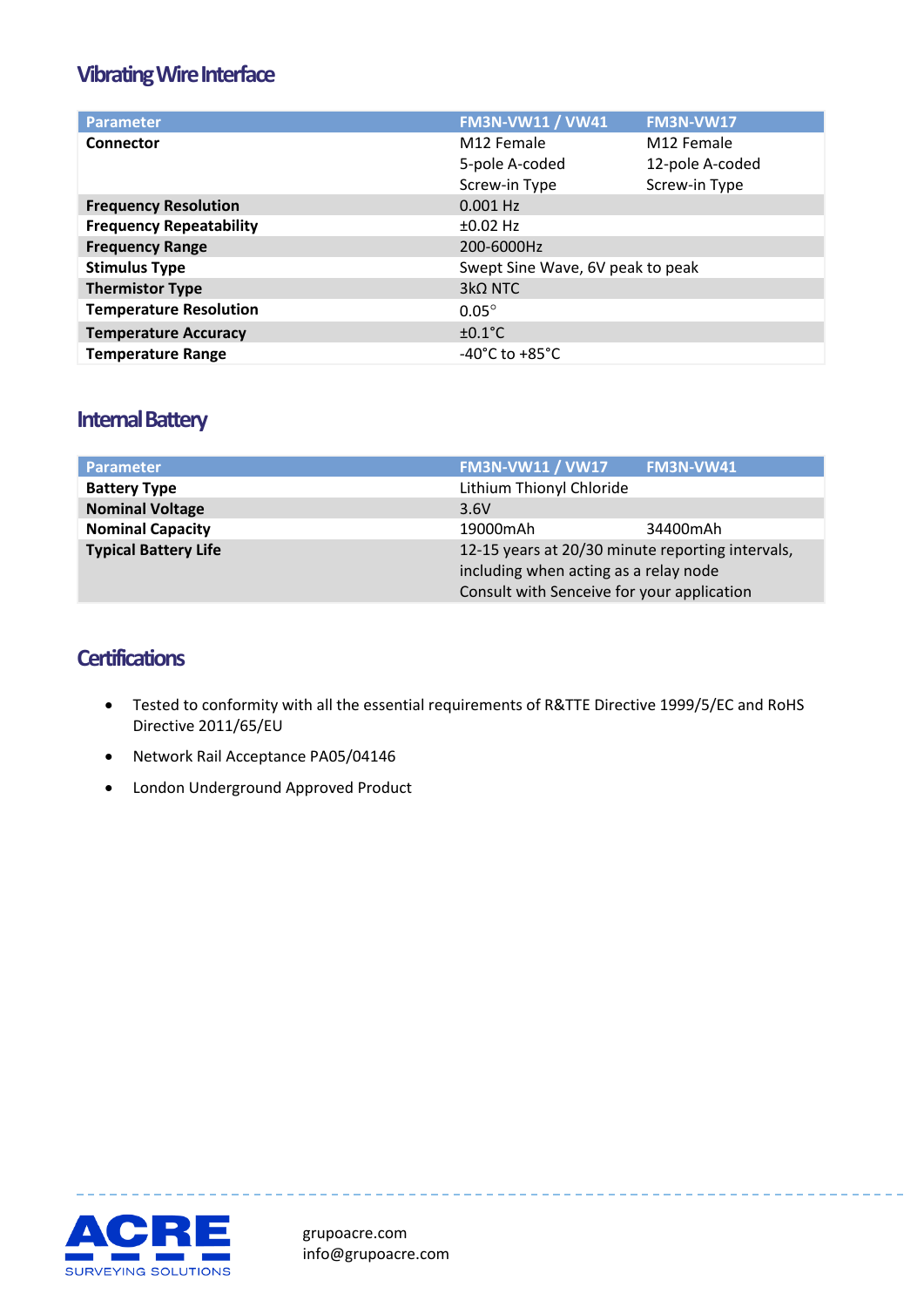## Vibrating Wire Interface

| Parameter | FM3N-VW11 / VW41 | FM3N-VW17 |
|---|---|---|
| **Connector** | M12 Female<br>5-pole A-coded<br>Screw-in Type | M12 Female<br>12-pole A-coded<br>Screw-in Type |
| **Frequency Resolution** | 0.001 Hz | |
| **Frequency Repeatability** | ±0.02 Hz | |
| **Frequency Range** | 200-6000Hz | |
| **Stimulus Type** | Swept Sine Wave, 6V peak to peak | |
| **Thermistor Type** | 3kΩ NTC | |
| **Temperature Resolution** | 0.05° | |
| **Temperature Accuracy** | ±0.1°C | |
| **Temperature Range** | -40°C to +85°C | |

## Internal Battery

| Parameter | FM3N-VW11 / VW17 | FM3N-VW41 |
|---|---|---|
| **Battery Type** | Lithium Thionyl Chloride | |
| **Nominal Voltage** | 3.6V | |
| **Nominal Capacity** | 19000mAh | 34400mAh |
| **Typical Battery Life** | 12-15 years at 20/30 minute reporting intervals, including when acting as a relay node<br>Consult with Senceive for your application | |

## Certifications

- Tested to conformity with all the essential requirements of R&TTE Directive 1999/5/EC and RoHS Directive 2011/65/EU
- Network Rail Acceptance PA05/04146
- London Underground Approved Product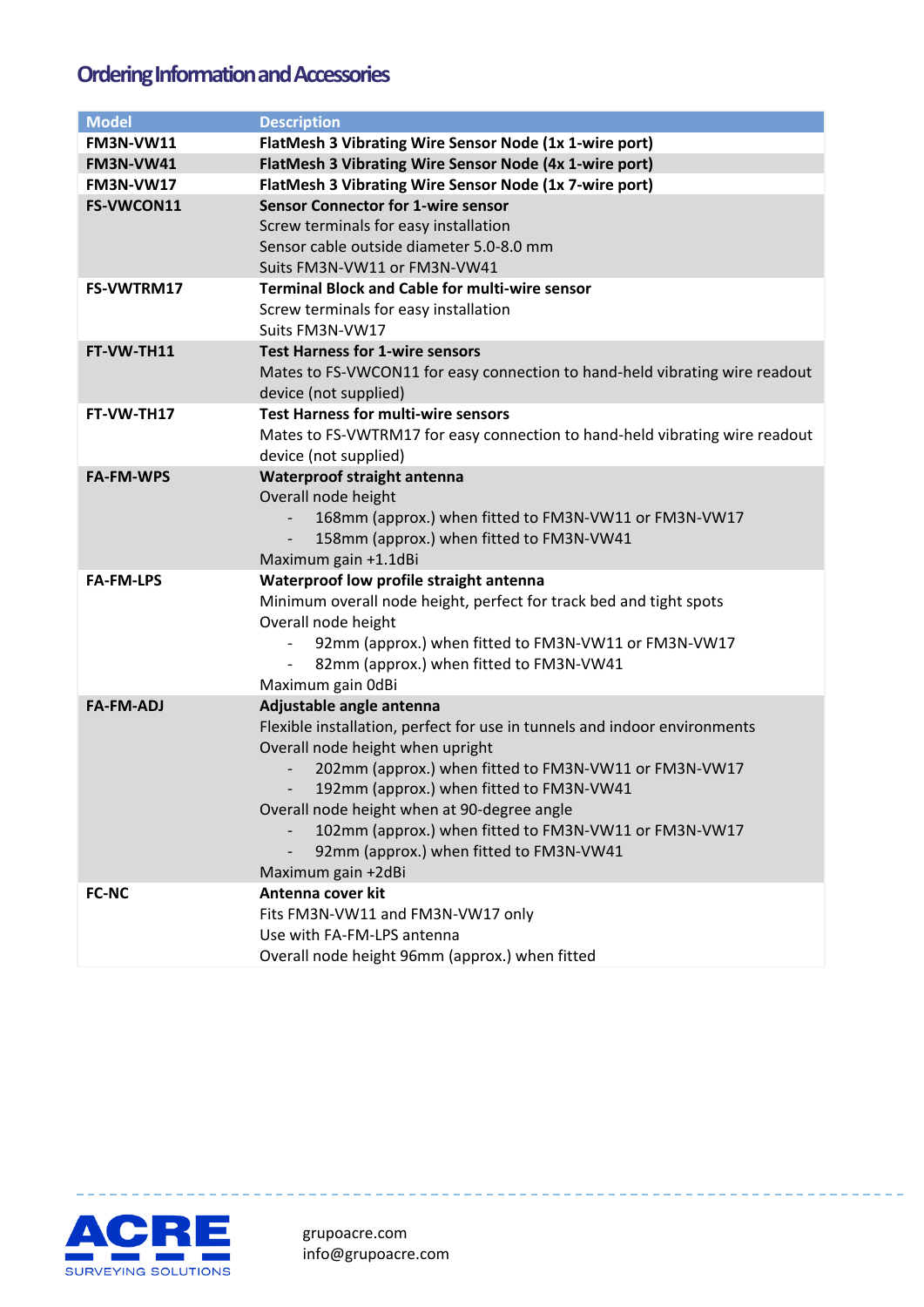## Ordering Information and Accessories

| Model | Description |
|---|---|
| **FM3N-VW11** | **FlatMesh 3 Vibrating Wire Sensor Node (1x 1-wire port)** |
| **FM3N-VW41** | **FlatMesh 3 Vibrating Wire Sensor Node (4x 1-wire port)** |
| **FM3N-VW17** | **FlatMesh 3 Vibrating Wire Sensor Node (1x 7-wire port)** |
| **FS-VWCON11** | **Sensor Connector for 1-wire sensor**<br>Screw terminals for easy installation<br>Sensor cable outside diameter 5.0-8.0 mm<br>Suits FM3N-VW11 or FM3N-VW41 |
| **FS-VWTRM17** | **Terminal Block and Cable for multi-wire sensor**<br>Screw terminals for easy installation<br>Suits FM3N-VW17 |
| **FT-VW-TH11** | **Test Harness for 1-wire sensors**<br>Mates to FS-VWCON11 for easy connection to hand-held vibrating wire readout device (not supplied) |
| **FT-VW-TH17** | **Test Harness for multi-wire sensors**<br>Mates to FS-VWTRM17 for easy connection to hand-held vibrating wire readout device (not supplied) |
| **FA-FM-WPS** | **Waterproof straight antenna**<br>Overall node height<br>- 168mm (approx.) when fitted to FM3N-VW11 or FM3N-VW17<br>- 158mm (approx.) when fitted to FM3N-VW41<br>Maximum gain +1.1dBi |
| **FA-FM-LPS** | **Waterproof low profile straight antenna**<br>Minimum overall node height, perfect for track bed and tight spots<br>Overall node height<br>- 92mm (approx.) when fitted to FM3N-VW11 or FM3N-VW17<br>- 82mm (approx.) when fitted to FM3N-VW41<br>Maximum gain 0dBi |
| **FA-FM-ADJ** | **Adjustable angle antenna**<br>Flexible installation, perfect for use in tunnels and indoor environments<br>Overall node height when upright<br>- 202mm (approx.) when fitted to FM3N-VW11 or FM3N-VW17<br>- 192mm (approx.) when fitted to FM3N-VW41<br>Overall node height when at 90-degree angle<br>- 102mm (approx.) when fitted to FM3N-VW11 or FM3N-VW17<br>- 92mm (approx.) when fitted to FM3N-VW41<br>Maximum gain +2dBi |
| **FC-NC** | **Antenna cover kit**<br>Fits FM3N-VW11 and FM3N-VW17 only<br>Use with FA-FM-LPS antenna<br>Overall node height 96mm (approx.) when fitted |

ACRE SURVEYING SOLUTIONS

grupoacre.com
info@grupoacre.com